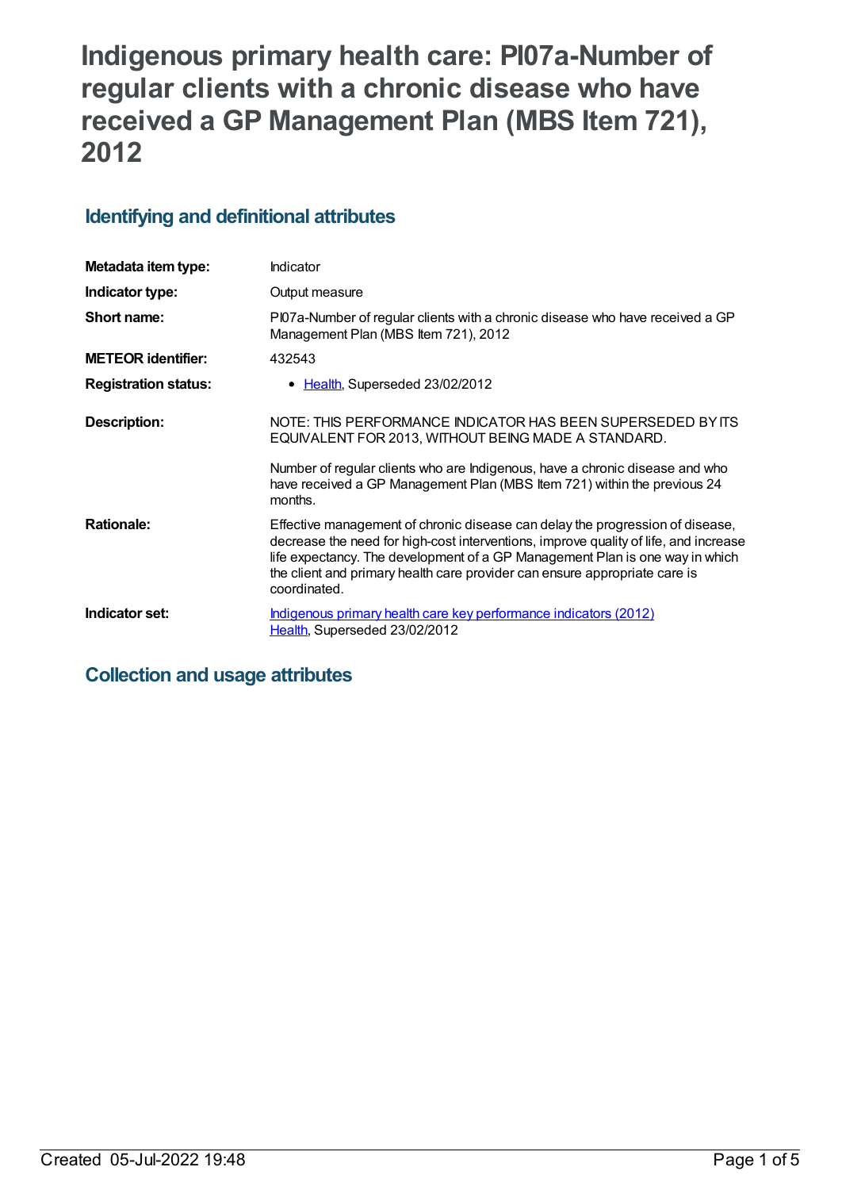# Indigenous primary health care: PI07a-Number of regular clients with a chronic disease who have received a GP Management Plan (MBS Item 721), 2012

## Identifying and definitional attributes

| | |
|---|---|
| **Metadata item type:** | Indicator |
| **Indicator type:** | Output measure |
| **Short name:** | PI07a-Number of regular clients with a chronic disease who have received a GP Management Plan (MBS Item 721), 2012 |
| **METEOR identifier:** | 432543 |
| **Registration status:** | • Health, Superseded 23/02/2012 |
| **Description:** | NOTE: THIS PERFORMANCE INDICATOR HAS BEEN SUPERSEDED BY ITS EQUIVALENT FOR 2013, WITHOUT BEING MADE A STANDARD.<br><br>Number of regular clients who are Indigenous, have a chronic disease and who have received a GP Management Plan (MBS Item 721) within the previous 24 months. |
| **Rationale:** | Effective management of chronic disease can delay the progression of disease, decrease the need for high-cost interventions, improve quality of life, and increase life expectancy. The development of a GP Management Plan is one way in which the client and primary health care provider can ensure appropriate care is coordinated. |
| **Indicator set:** | Indigenous primary health care key performance indicators (2012)<br>Health, Superseded 23/02/2012 |

## Collection and usage attributes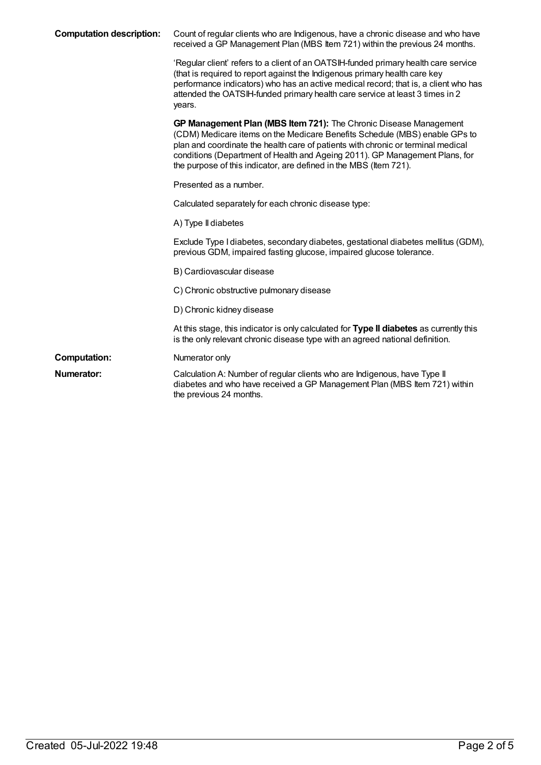**Computation description:** Count of regular clients who are Indigenous, have a chronic disease and who have received a GP Management Plan (MBS Item 721) within the previous 24 months.

'Regular client' refers to a client of an OATSIH-funded primary health care service (that is required to report against the Indigenous primary health care key performance indicators) who has an active medical record; that is, a client who has attended the OATSIH-funded primary health care service at least 3 times in 2 years.

**GP Management Plan (MBS Item 721):** The Chronic Disease Management (CDM) Medicare items on the Medicare Benefits Schedule (MBS) enable GPs to plan and coordinate the health care of patients with chronic or terminal medical conditions (Department of Health and Ageing 2011). GP Management Plans, for the purpose of this indicator, are defined in the MBS (Item 721).

Presented as a number.

Calculated separately for each chronic disease type:

A) Type II diabetes

Exclude Type I diabetes, secondary diabetes, gestational diabetes mellitus (GDM), previous GDM, impaired fasting glucose, impaired glucose tolerance.

B) Cardiovascular disease

C) Chronic obstructive pulmonary disease

D) Chronic kidney disease

At this stage, this indicator is only calculated for **Type II diabetes** as currently this is the only relevant chronic disease type with an agreed national definition.

**Computation:** Numerator only

**Numerator:** Calculation A: Number of regular clients who are Indigenous, have Type II diabetes and who have received a GP Management Plan (MBS Item 721) within the previous 24 months.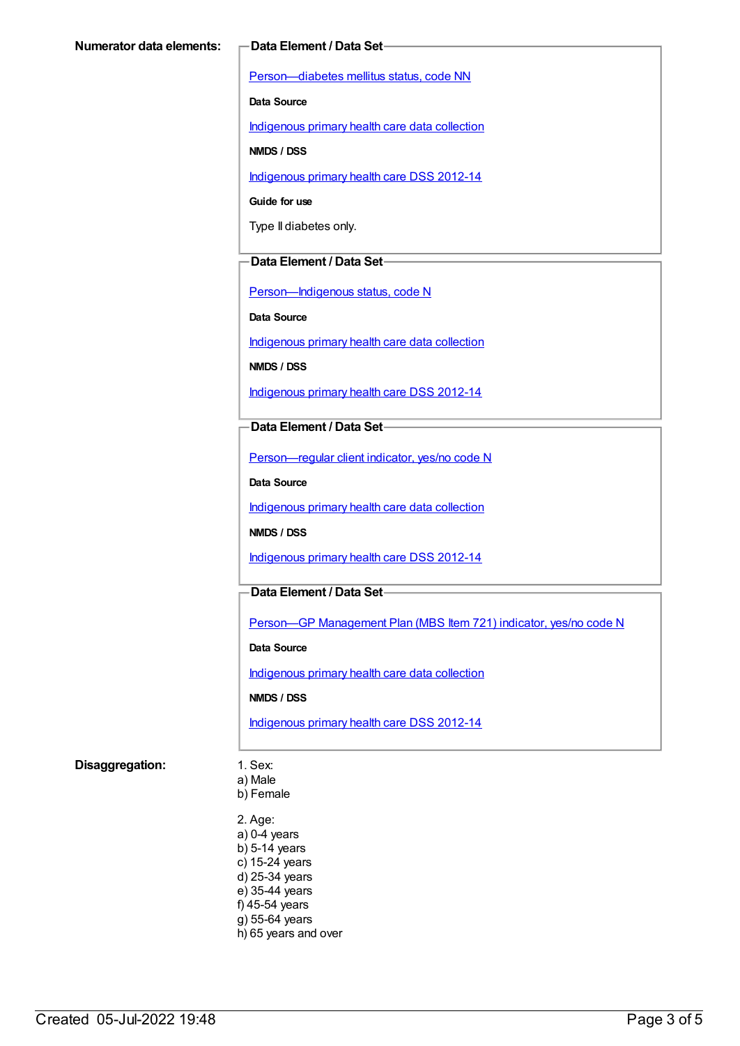**Numerator data elements:**

**Data Element / Data Set**

Person—diabetes mellitus status, code NN

**Data Source**

Indigenous primary health care data collection

**NMDS / DSS**

Indigenous primary health care DSS 2012-14

**Guide for use**

Type II diabetes only.

**Data Element / Data Set**

Person—Indigenous status, code N

**Data Source**

Indigenous primary health care data collection

**NMDS / DSS**

Indigenous primary health care DSS 2012-14

**Data Element / Data Set**

Person—regular client indicator, yes/no code N

**Data Source**

Indigenous primary health care data collection

**NMDS / DSS**

Indigenous primary health care DSS 2012-14

**Data Element / Data Set**

Person—GP Management Plan (MBS Item 721) indicator, yes/no code N

**Data Source**

Indigenous primary health care data collection

**NMDS / DSS**

Indigenous primary health care DSS 2012-14

**Disaggregation:**

1. Sex:
a) Male
b) Female

2. Age:
a) 0-4 years
b) 5-14 years
c) 15-24 years
d) 25-34 years
e) 35-44 years
f) 45-54 years
g) 55-64 years
h) 65 years and over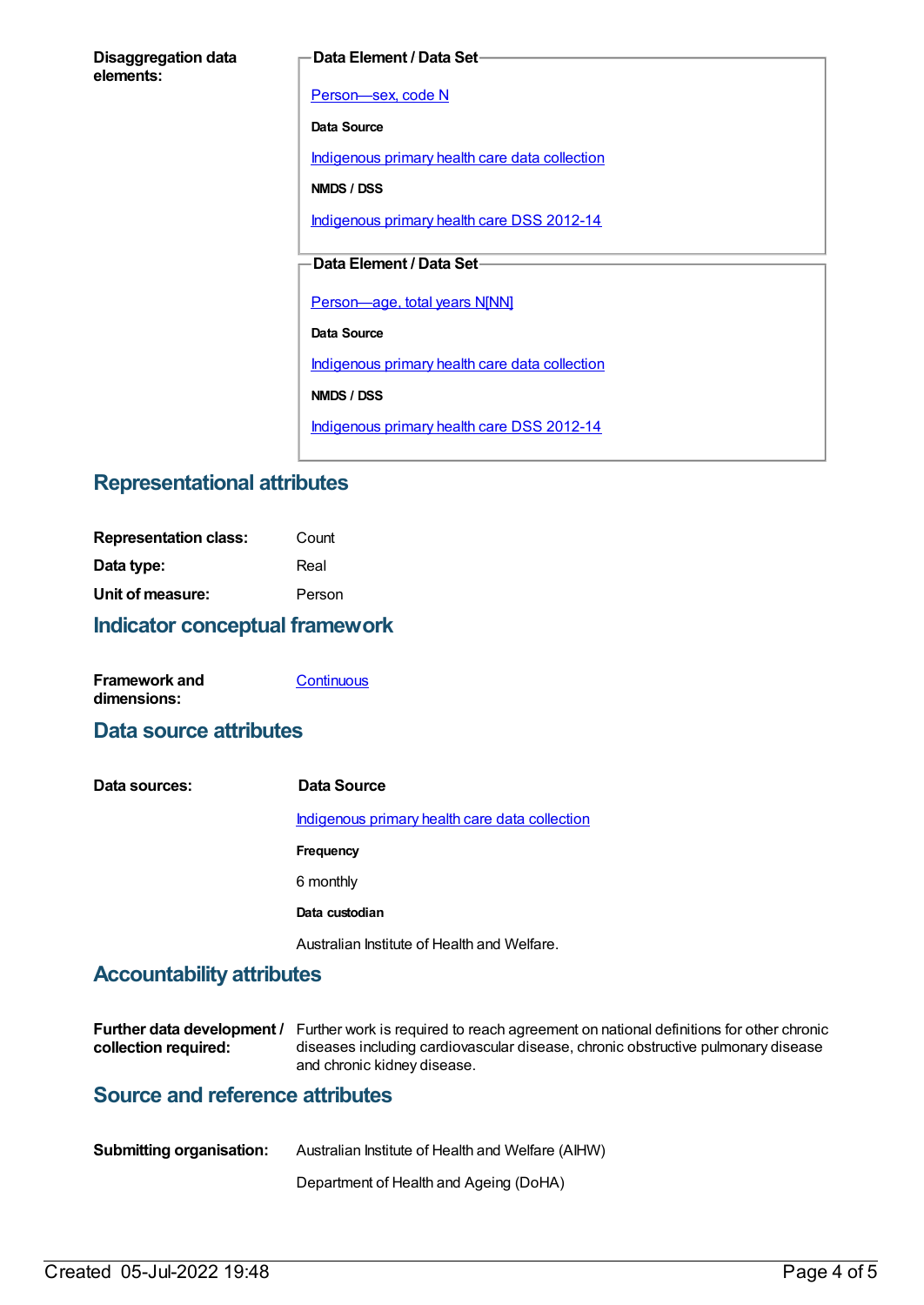**Disaggregation data elements:**

**Data Element / Data Set**

Person—sex, code N

**Data Source**

Indigenous primary health care data collection

**NMDS / DSS**

Indigenous primary health care DSS 2012-14

**Data Element / Data Set**

Person—age, total years N[NN]

**Data Source**

Indigenous primary health care data collection

**NMDS / DSS**

Indigenous primary health care DSS 2012-14

## Representational attributes

**Representation class:** Count

**Data type:** Real

**Unit of measure:** Person

## Indicator conceptual framework

**Framework and dimensions:** Continuous

## Data source attributes

**Data sources:**

**Data Source**

Indigenous primary health care data collection

**Frequency**

6 monthly

**Data custodian**

Australian Institute of Health and Welfare.

## Accountability attributes

**Further data development / collection required:** Further work is required to reach agreement on national definitions for other chronic diseases including cardiovascular disease, chronic obstructive pulmonary disease and chronic kidney disease.

## Source and reference attributes

**Submitting organisation:** Australian Institute of Health and Welfare (AIHW)

Department of Health and Ageing (DoHA)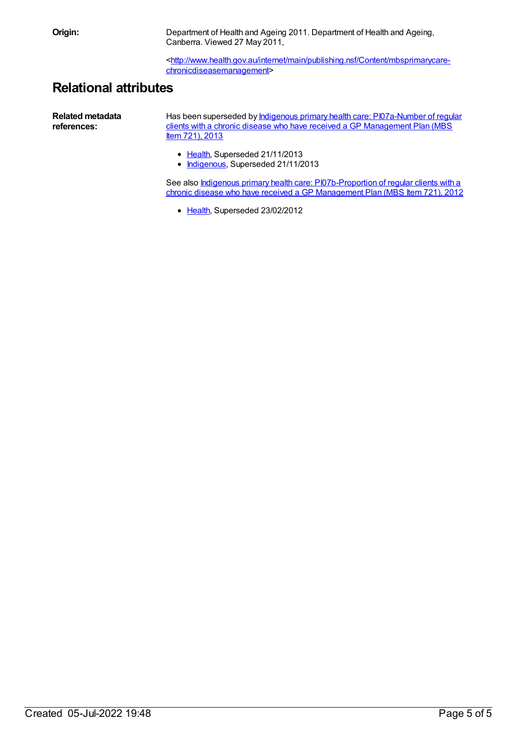**Origin:** Department of Health and Ageing 2011. Department of Health and Ageing, Canberra. Viewed 27 May 2011,

<http://www.health.gov.au/internet/main/publishing.nsf/Content/mbsprimarycare-chronicdiseasemanagement>

## Relational attributes

**Related metadata references:**

Has been superseded by Indigenous primary health care: PI07a-Number of regular clients with a chronic disease who have received a GP Management Plan (MBS Item 721), 2013

- Health, Superseded 21/11/2013
- Indigenous, Superseded 21/11/2013

See also Indigenous primary health care: PI07b-Proportion of regular clients with a chronic disease who have received a GP Management Plan (MBS Item 721), 2012

- Health, Superseded 23/02/2012